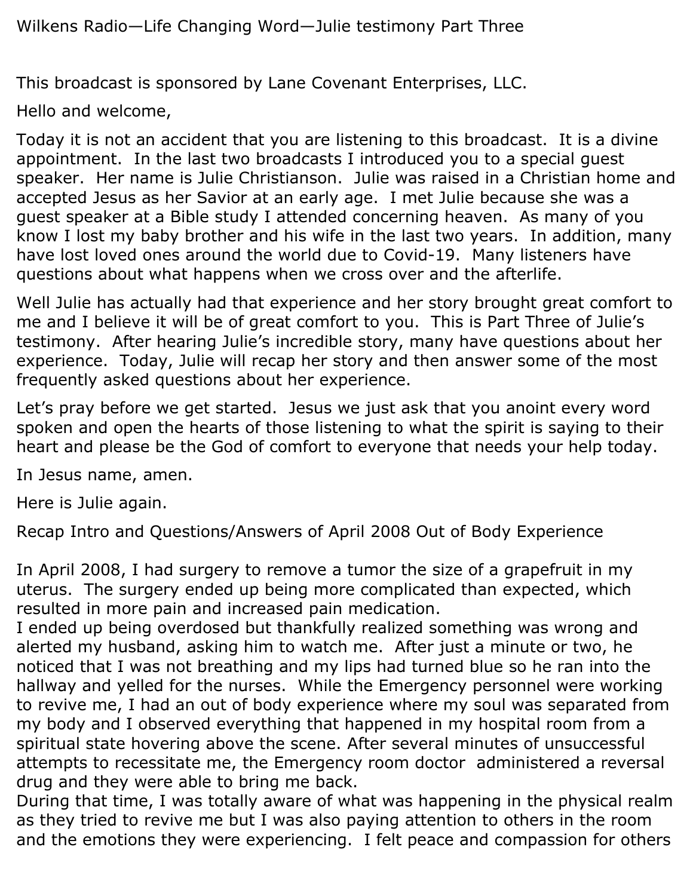# Wilkens Radio—Life Changing Word—Julie testimony Part Three

This broadcast is sponsored by Lane Covenant Enterprises, LLC.

Hello and welcome,

Today it is not an accident that you are listening to this broadcast. It is a divine appointment. In the last two broadcasts I introduced you to a special guest speaker. Her name is Julie Christianson. Julie was raised in a Christian home and accepted Jesus as her Savior at an early age. I met Julie because she was a guest speaker at a Bible study I attended concerning heaven. As many of you know I lost my baby brother and his wife in the last two years. In addition, many have lost loved ones around the world due to Covid-19. Many listeners have questions about what happens when we cross over and the afterlife.

Well Julie has actually had that experience and her story brought great comfort to me and I believe it will be of great comfort to you. This is Part Three of Julie's testimony. After hearing Julie's incredible story, many have questions about her experience. Today, Julie will recap her story and then answer some of the most frequently asked questions about her experience.

Let's pray before we get started. Jesus we just ask that you anoint every word spoken and open the hearts of those listening to what the spirit is saying to their heart and please be the God of comfort to everyone that needs your help today.

In Jesus name, amen.

Here is Julie again.

## Recap Intro and Questions/Answers of April 2008 Out of Body Experience

In April 2008, I had surgery to remove a tumor the size of a grapefruit in my uterus. The surgery ended up being more complicated than expected, which resulted in more pain and increased pain medication.

I ended up being overdosed but thankfully realized something was wrong and alerted my husband, asking him to watch me. After just a minute or two, he noticed that I was not breathing and my lips had turned blue so he ran into the hallway and yelled for the nurses. While the Emergency personnel were working to revive me, I had an out of body experience where my soul was separated from my body and I observed everything that happened in my hospital room from a spiritual state hovering above the scene. After several minutes of unsuccessful attempts to recessitate me, the Emergency room doctor administered a reversal drug and they were able to bring me back.

During that time, I was totally aware of what was happening in the physical realm as they tried to revive me but I was also paying attention to others in the room and the emotions they were experiencing. I felt peace and compassion for others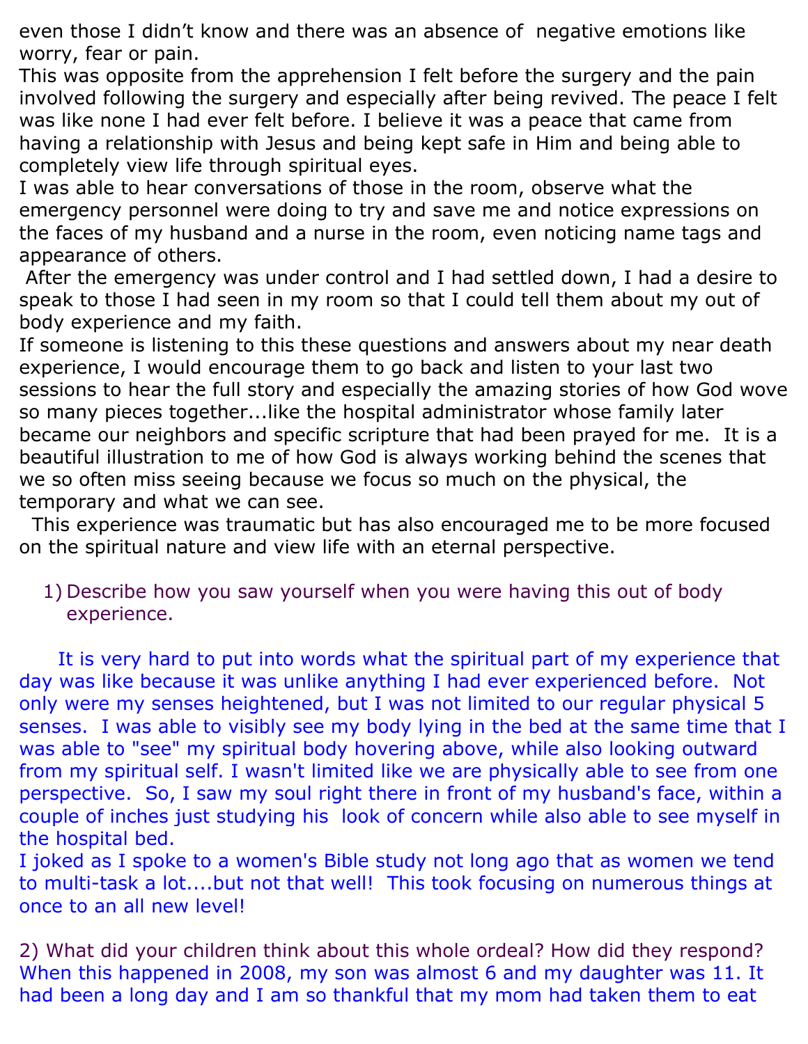even those I didn't know and there was an absence of negative emotions like worry, fear or pain.
This was opposite from the apprehension I felt before the surgery and the pain involved following the surgery and especially after being revived. The peace I felt was like none I had ever felt before. I believe it was a peace that came from having a relationship with Jesus and being kept safe in Him and being able to completely view life through spiritual eyes.
I was able to hear conversations of those in the room, observe what the emergency personnel were doing to try and save me and notice expressions on the faces of my husband and a nurse in the room, even noticing name tags and appearance of others.
After the emergency was under control and I had settled down, I had a desire to speak to those I had seen in my room so that I could tell them about my out of body experience and my faith.
If someone is listening to this these questions and answers about my near death experience, I would encourage them to go back and listen to your last two sessions to hear the full story and especially the amazing stories of how God wove so many pieces together...like the hospital administrator whose family later became our neighbors and specific scripture that had been prayed for me. It is a beautiful illustration to me of how God is always working behind the scenes that we so often miss seeing because we focus so much on the physical, the temporary and what we can see.
This experience was traumatic but has also encouraged me to be more focused on the spiritual nature and view life with an eternal perspective.

1) Describe how you saw yourself when you were having this out of body experience.

It is very hard to put into words what the spiritual part of my experience that day was like because it was unlike anything I had ever experienced before. Not only were my senses heightened, but I was not limited to our regular physical 5 senses. I was able to visibly see my body lying in the bed at the same time that I was able to "see" my spiritual body hovering above, while also looking outward from my spiritual self. I wasn't limited like we are physically able to see from one perspective. So, I saw my soul right there in front of my husband's face, within a couple of inches just studying his look of concern while also able to see myself in the hospital bed.
I joked as I spoke to a women's Bible study not long ago that as women we tend to multi-task a lot....but not that well! This took focusing on numerous things at once to an all new level!

2) What did your children think about this whole ordeal? How did they respond?
When this happened in 2008, my son was almost 6 and my daughter was 11. It had been a long day and I am so thankful that my mom had taken them to eat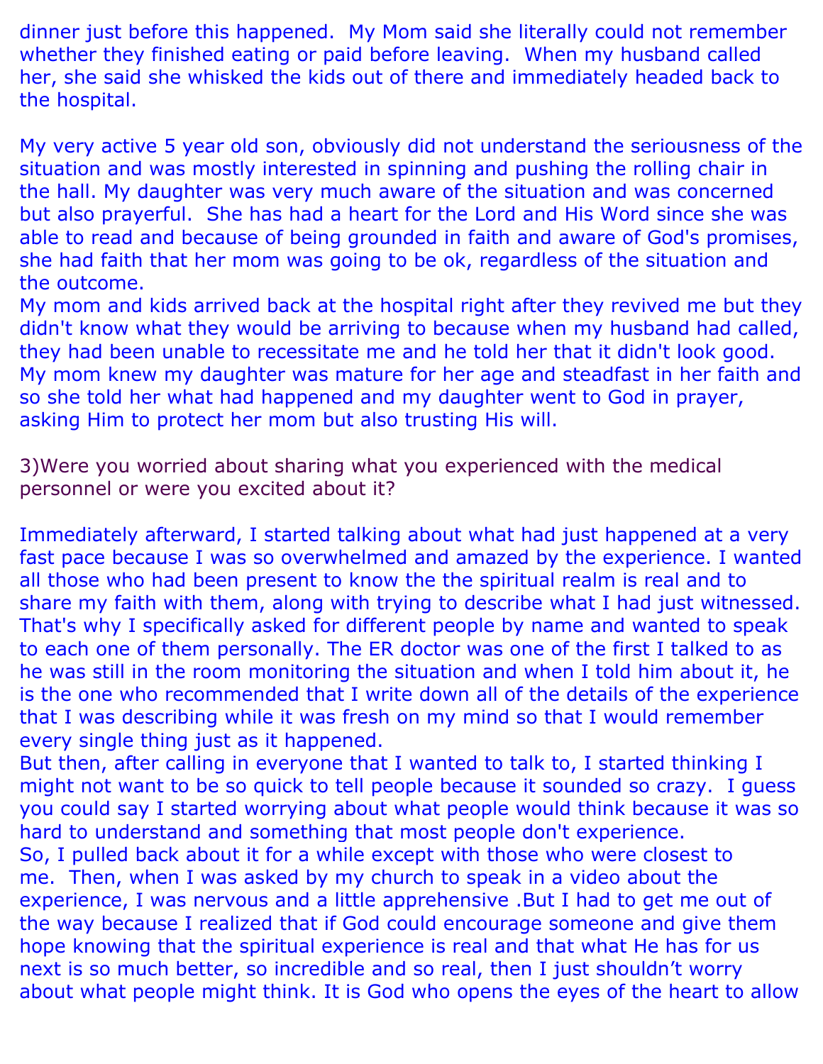dinner just before this happened. My Mom said she literally could not remember whether they finished eating or paid before leaving. When my husband called her, she said she whisked the kids out of there and immediately headed back to the hospital.

My very active 5 year old son, obviously did not understand the seriousness of the situation and was mostly interested in spinning and pushing the rolling chair in the hall. My daughter was very much aware of the situation and was concerned but also prayerful. She has had a heart for the Lord and His Word since she was able to read and because of being grounded in faith and aware of God's promises, she had faith that her mom was going to be ok, regardless of the situation and the outcome.
My mom and kids arrived back at the hospital right after they revived me but they didn't know what they would be arriving to because when my husband had called, they had been unable to recessitate me and he told her that it didn't look good. My mom knew my daughter was mature for her age and steadfast in her faith and so she told her what had happened and my daughter went to God in prayer, asking Him to protect her mom but also trusting His will.

3)Were you worried about sharing what you experienced with the medical personnel or were you excited about it?

Immediately afterward, I started talking about what had just happened at a very fast pace because I was so overwhelmed and amazed by the experience. I wanted all those who had been present to know the the spiritual realm is real and to share my faith with them, along with trying to describe what I had just witnessed. That's why I specifically asked for different people by name and wanted to speak to each one of them personally. The ER doctor was one of the first I talked to as he was still in the room monitoring the situation and when I told him about it, he is the one who recommended that I write down all of the details of the experience that I was describing while it was fresh on my mind so that I would remember every single thing just as it happened.
But then, after calling in everyone that I wanted to talk to, I started thinking I might not want to be so quick to tell people because it sounded so crazy. I guess you could say I started worrying about what people would think because it was so hard to understand and something that most people don't experience.
So, I pulled back about it for a while except with those who were closest to me. Then, when I was asked by my church to speak in a video about the experience, I was nervous and a little apprehensive .But I had to get me out of the way because I realized that if God could encourage someone and give them hope knowing that the spiritual experience is real and that what He has for us next is so much better, so incredible and so real, then I just shouldn’t worry about what people might think. It is God who opens the eyes of the heart to allow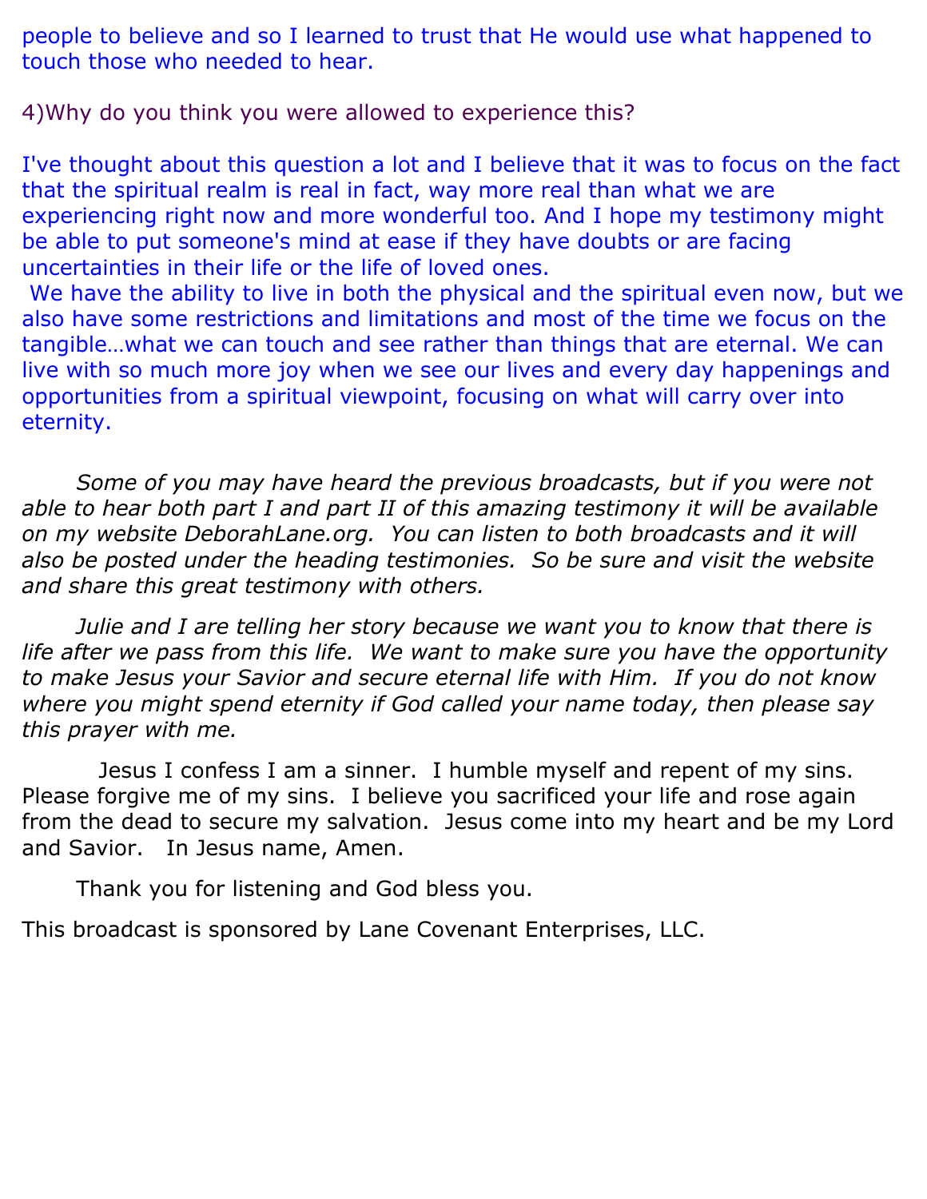people to believe and so I learned to trust that He would use what happened to touch those who needed to hear.

4)Why do you think you were allowed to experience this?

I've thought about this question a lot and I believe that it was to focus on the fact that the spiritual realm is real in fact, way more real than what we are experiencing right now and more wonderful too. And I hope my testimony might be able to put someone's mind at ease if they have doubts or are facing uncertainties in their life or the life of loved ones.

We have the ability to live in both the physical and the spiritual even now, but we also have some restrictions and limitations and most of the time we focus on the tangible…what we can touch and see rather than things that are eternal. We can live with so much more joy when we see our lives and every day happenings and opportunities from a spiritual viewpoint, focusing on what will carry over into eternity.

*Some of you may have heard the previous broadcasts, but if you were not able to hear both part I and part II of this amazing testimony it will be available on my website DeborahLane.org. You can listen to both broadcasts and it will also be posted under the heading testimonies. So be sure and visit the website and share this great testimony with others.*

*Julie and I are telling her story because we want you to know that there is life after we pass from this life. We want to make sure you have the opportunity to make Jesus your Savior and secure eternal life with Him. If you do not know where you might spend eternity if God called your name today, then please say this prayer with me.*

Jesus I confess I am a sinner. I humble myself and repent of my sins. Please forgive me of my sins. I believe you sacrificed your life and rose again from the dead to secure my salvation. Jesus come into my heart and be my Lord and Savior. In Jesus name, Amen.

Thank you for listening and God bless you.

This broadcast is sponsored by Lane Covenant Enterprises, LLC.